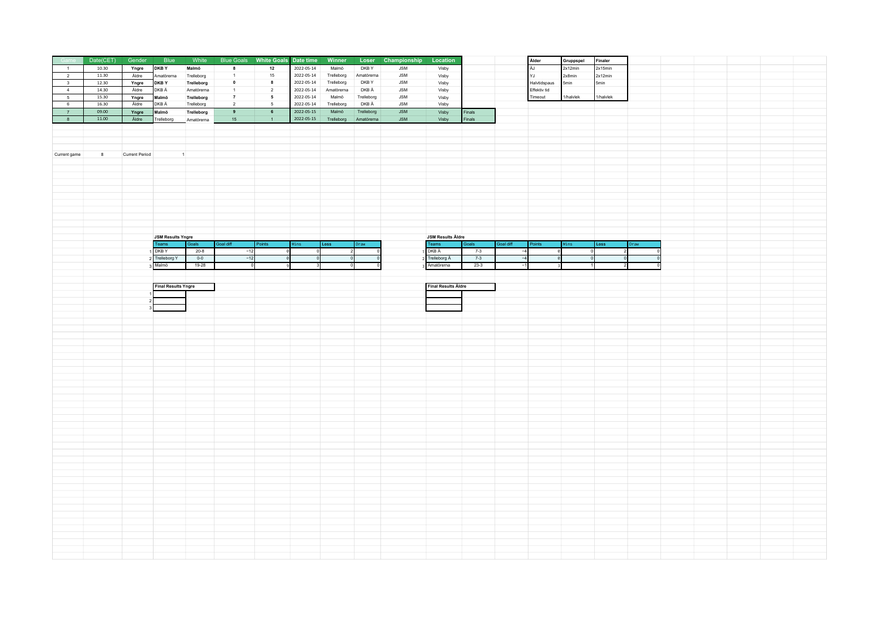| Game | Date(CET) | Gender | Blue | White | Blue Goals | White Goals | Date time | Winner | Loser | Championship | Location | |
|---|---|---|---|---|---|---|---|---|---|---|---|---|
| 1 | 10.30 | **Yngre** | **DKB Y** | **Malmö** | **8** | **12** | 2022-05-14 | Malmö | DKB Y | JSM | Visby | |
| 2 | 11.30 | Äldre | Amatörerna | Trelleborg | 1 | 15 | 2022-05-14 | Trelleborg | Amatörerna | JSM | Visby | |
| 3 | 12.30 | **Yngre** | **DKB Y** | **Trelleborg** | **0** | **8** | 2022-05-14 | Trelleborg | DKB Y | JSM | Visby | |
| 4 | 14.30 | Äldre | DKB Ä | Amatörerna | 1 | 2 | 2022-05-14 | Amatörerna | DKB Ä | JSM | Visby | |
| 5 | 15.30 | **Yngre** | **Malmö** | **Trelleborg** | **7** | **5** | 2022-05-14 | Malmö | Trelleborg | JSM | Visby | |
| 6 | 16.30 | Äldre | DKB Ä | Trelleborg | 2 | 5 | 2022-05-14 | Trelleborg | DKB Ä | JSM | Visby | |
| 7 | 09.00 | **Yngre** | **Malmö** | **Trelleborg** | **9** | **6** | 2022-05-15 | Malmö | Trelleborg | JSM | Visby | Finals |
| 8 | 11.00 | Äldre | Trelleborg | Amatörerna | 15 | 1 | 2022-05-15 | Trelleborg | Amatörerna | JSM | Visby | Finals |

| **Ålder** | **Gruppspel** | **Finaler** |
|---|---|---|
| ÄJ | 2x12min | 2x15min |
| YJ | 2x8min | 2x12min |
| Halvtidspaus | 5min | 5min |
| Effektiv tid | | |
| Timeout | 1/halvlek | 1/halvlek |

| Current game | 8 | Current Period | 1 |
|---|---|---|---|

**JSM Results Yngre**

| | Teams | Goals | Goal diff | Points | Wins | Loss | Draw |
|---|---|---|---|---|---|---|---|
| 1 | DKB Y | 20-8 | −12 | 0 | 0 | 2 | 0 |
| 2 | Trelleborg Y | 0-0 | −12 | 0 | 0 | 0 | 0 |
| 3 | Malmö | 19-28 | 0 | 9 | 3 | 0 | 0 |

**JSM Results Äldre**

| | Teams | Goals | Goal diff | Points | Wins | Loss | Draw |
|---|---|---|---|---|---|---|---|
| 1 | DKB Ä | 7-3 | −4 | 0 | 0 | 2 | 0 |
| 2 | Trelleborg Ä | 7-3 | −4 | 0 | 0 | 0 | 0 |
| 3 | Amatörerna | 23-3 | −1 | 3 | 1 | 2 | 0 |

**Final Results Yngre**

| | |
|---|---|
| 1 | |
| 2 | |
| 3 | |

**Final Results Äldre**

| |
|---|
| |
| |
| |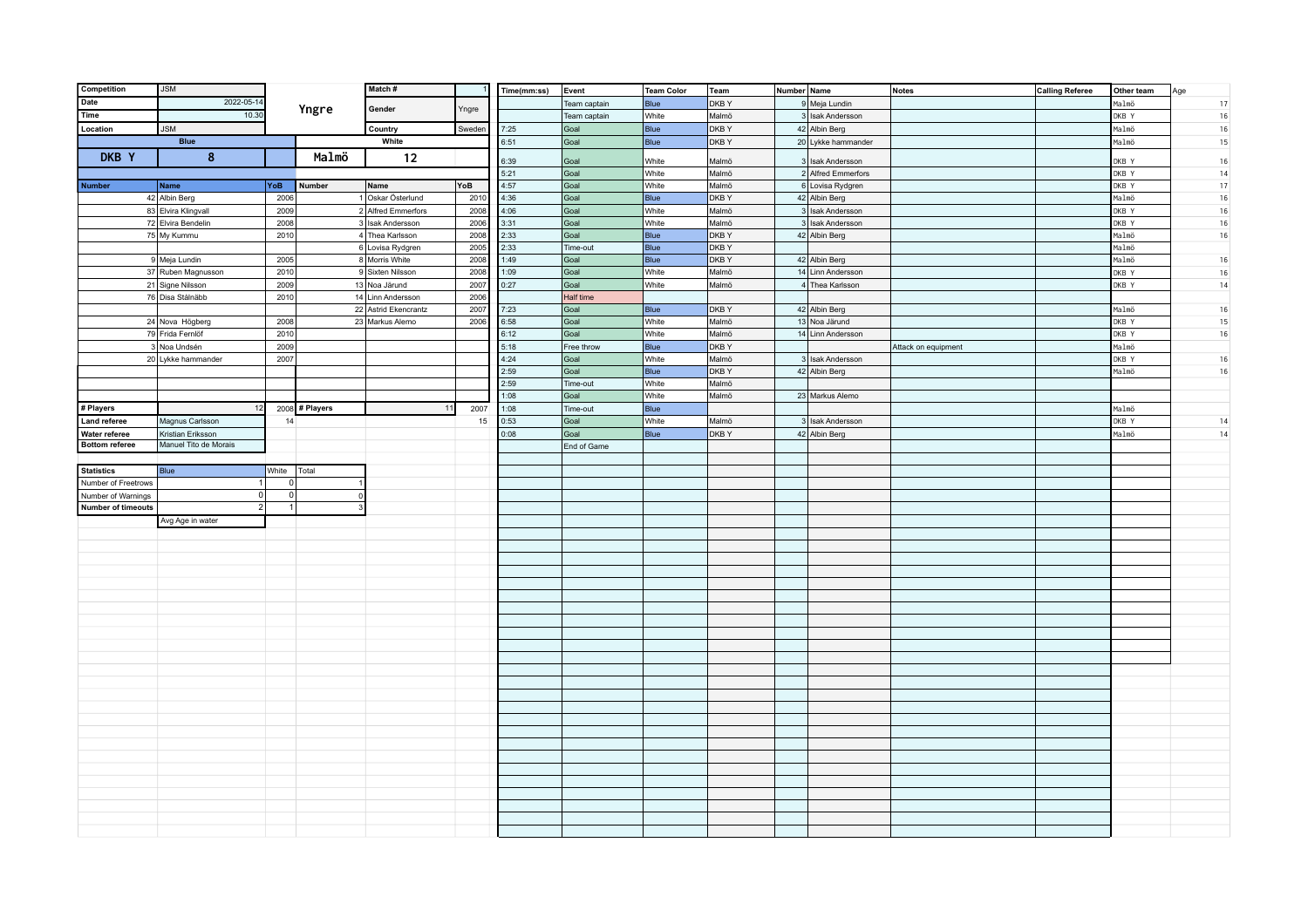| Competition | JSM | | | Match # | 1 |
|---|---|---|---|---|---|
| Date | 2022-05-14 | Yngre | | Gender | Yngre |
| Time | 10.30 | | | | |
| Location | JSM | | | Country | Sweden |
| | Blue | | | White | |
| DKB Y | 8 | | Malmö | 12 | |

| Number | Name | YoB | Number | Name | YoB |
|---|---|---|---|---|---|
| 42 | Albin Berg | 2006 | 1 | Oskar Österlund | 2010 |
| 83 | Elvira Klingvall | 2009 | 2 | Alfred Emmerfors | 2008 |
| 72 | Elvira Bendelin | 2008 | 3 | Isak Andersson | 2006 |
| 75 | My Kummu | 2010 | 4 | Thea Karlsson | 2008 |
| | | | 6 | Lovisa Rydgren | 2005 |
| 9 | Meja Lundin | 2005 | 8 | Morris White | 2008 |
| 37 | Ruben Magnusson | 2010 | 9 | Sixten Nilsson | 2008 |
| 21 | Signe Nilsson | 2009 | 13 | Noa Järund | 2007 |
| 76 | Disa Stålnäbb | 2010 | 14 | Linn Andersson | 2006 |
| | | | 22 | Astrid Ekencrantz | 2007 |
| 24 | Nova Högberg | 2008 | 23 | Markus Alemo | 2006 |
| 79 | Frida Fernlöf | 2010 | | | |
| 3 | Noa Undsén | 2009 | | | |
| 20 | Lykke hammander | 2007 | | | |
| # Players | 12 | 2008 | # Players | 11 | 2007 |
| Land referee | Magnus Carlsson | 14 | | | 15 |
| Water referee | Kristian Eriksson | | | | |
| Bottom referee | Manuel Tito de Morais | | | | |

| Statistics | Blue | White | Total |
|---|---|---|---|
| Number of Freetrows | 1 | 0 | 1 |
| Number of Warnings | 0 | 0 | 0 |
| Number of timeouts | 2 | 1 | 3 |
| | Avg Age in water | | |

| Time(mm:ss) | Event | Team Color | Team | Number | Name | Notes | Calling Referee | Other team | Age |
|---|---|---|---|---|---|---|---|---|---|
| | Team captain | Blue | DKB Y | 9 | Meja Lundin | | | Malmö | 17 |
| | Team captain | White | Malmö | 3 | Isak Andersson | | | DKB Y | 16 |
| 7:25 | Goal | Blue | DKB Y | 42 | Albin Berg | | | Malmö | 16 |
| 6:51 | Goal | Blue | DKB Y | 20 | Lykke hammander | | | Malmö | 15 |
| 6:39 | Goal | White | Malmö | 3 | Isak Andersson | | | DKB Y | 16 |
| 5:21 | Goal | White | Malmö | 2 | Alfred Emmerfors | | | DKB Y | 14 |
| 4:57 | Goal | White | Malmö | 6 | Lovisa Rydgren | | | DKB Y | 17 |
| 4:36 | Goal | Blue | DKB Y | 42 | Albin Berg | | | Malmö | 16 |
| 4:06 | Goal | White | Malmö | 3 | Isak Andersson | | | DKB Y | 16 |
| 3:31 | Goal | White | Malmö | 3 | Isak Andersson | | | DKB Y | 16 |
| 2:33 | Goal | Blue | DKB Y | 42 | Albin Berg | | | Malmö | 16 |
| 2:33 | Time-out | Blue | DKB Y | | | | | Malmö | |
| 1:49 | Goal | Blue | DKB Y | 42 | Albin Berg | | | Malmö | 16 |
| 1:09 | Goal | White | Malmö | 14 | Linn Andersson | | | DKB Y | 16 |
| 0:27 | Goal | White | Malmö | 4 | Thea Karlsson | | | DKB Y | 14 |
| | Half time | | | | | | | | |
| 7:23 | Goal | Blue | DKB Y | 42 | Albin Berg | | | Malmö | 16 |
| 6:58 | Goal | White | Malmö | 13 | Noa Järund | | | DKB Y | 15 |
| 6:12 | Goal | White | Malmö | 14 | Linn Andersson | | | DKB Y | 16 |
| 5:18 | Free throw | Blue | DKB Y | | | Attack on equipment | | Malmö | |
| 4:24 | Goal | White | Malmö | 3 | Isak Andersson | | | DKB Y | 16 |
| 2:59 | Goal | Blue | DKB Y | 42 | Albin Berg | | | Malmö | 16 |
| 2:59 | Time-out | White | Malmö | | | | | | |
| 1:08 | Goal | White | Malmö | 23 | Markus Alemo | | | | |
| 1:08 | Time-out | Blue | | | | | | Malmö | |
| 0:53 | Goal | White | Malmö | 3 | Isak Andersson | | | DKB Y | 14 |
| 0:08 | Goal | Blue | DKB Y | 42 | Albin Berg | | | Malmö | 14 |
| | End of Game | | | | | | | | |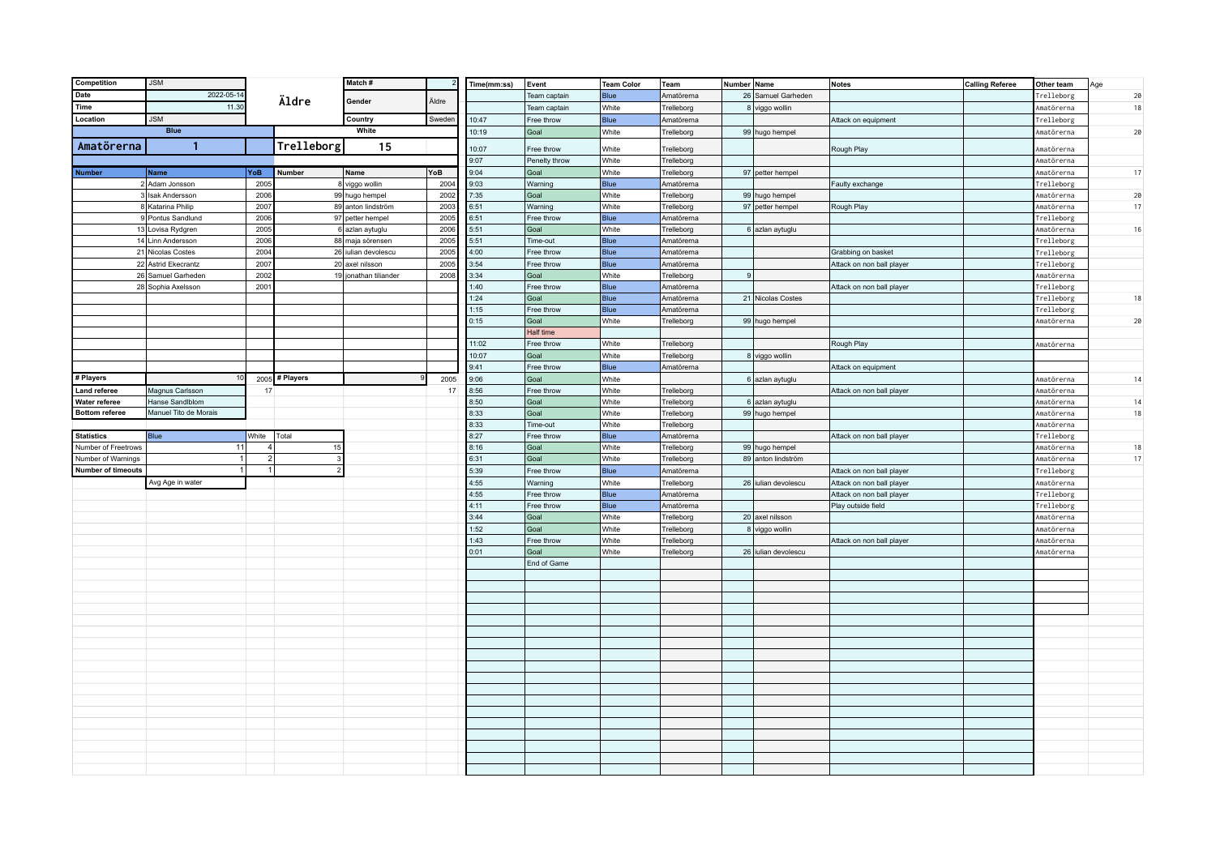| Competition | JSM | | Match # | 2 |
|---|---|---|---|---|
| Date | 2022-05-14 | Äldre | Gender | Äldre |
| Time | 11.30 | | | |
| Location | JSM | | Country | Sweden |

| Blue | | White | |
|---|---|---|---|
| Amatörerna | 1 | Trelleborg | 15 |

| Number | Name | YoB | Number | Name | YoB |
|---|---|---|---|---|---|
| 2 | Adam Jonsson | 2005 | 8 | viggo wollin | 2004 |
| 3 | Isak Andersson | 2006 | 99 | hugo hempel | 2002 |
| 8 | Katarina Philip | 2007 | 89 | anton lindström | 2003 |
| 9 | Pontus Sandlund | 2006 | 97 | petter hempel | 2005 |
| 13 | Lovisa Rydgren | 2005 | 6 | azlan aytuglu | 2006 |
| 14 | Linn Andersson | 2006 | 88 | maja sörensen | 2005 |
| 21 | Nicolas Costes | 2004 | 26 | iulian devolescu | 2005 |
| 22 | Astrid Ekecrantz | 2007 | 20 | axel nilsson | 2005 |
| 26 | Samuel Garheden | 2002 | 19 | jonathan tiliander | 2008 |
| 28 | Sophia Axelsson | 2001 | | | |
| # Players | 10 | 2005 | # Players | 9 | 2005 |

| | | |
|---|---|---|
| Land referee | Magnus Carlsson | 17 |
| Water referee | Hanse Sandlblom | |
| Bottom referee | Manuel Tito de Morais | |

| Statistics | Blue | White | Total |
|---|---|---|---|
| Number of Freetrows | 11 | 4 | 15 |
| Number of Warnings | 1 | 2 | 3 |
| Number of timeouts | 1 | 1 | 2 |
| | Avg Age in water | | |

| Time(mm:ss) | Event | Team Color | Team | Number | Name | Notes | Calling Referee | Other team | Age |
|---|---|---|---|---|---|---|---|---|---|
| | Team captain | Blue | Amatörerna | 26 | Samuel Garheden | | | Trelleborg | 20 |
| | Team captain | White | Trelleborg | 8 | viggo wollin | | | Amatörerna | 18 |
| 10:47 | Free throw | Blue | Amatörerna | | | Attack on equipment | | Trelleborg | |
| 10:19 | Goal | White | Trelleborg | 99 | hugo hempel | | | Amatörerna | 20 |
| 10:07 | Free throw | White | Trelleborg | | | Rough Play | | Amatörerna | |
| 9:07 | Penelty throw | White | Trelleborg | | | | | Amatörerna | |
| 9:04 | Goal | White | Trelleborg | 97 | petter hempel | | | Amatörerna | 17 |
| 9:03 | Warning | Blue | Amatörerna | | | Faulty exchange | | Trelleborg | |
| 7:35 | Goal | White | Trelleborg | 99 | hugo hempel | | | Amatörerna | 20 |
| 6:51 | Warning | White | Trelleborg | 97 | petter hempel | Rough Play | | Amatörerna | 17 |
| 6:51 | Free throw | Blue | Amatörerna | | | | | Trelleborg | |
| 5:51 | Goal | White | Trelleborg | 6 | azlan aytuglu | | | Amatörerna | 16 |
| 5:51 | Time-out | Blue | Amatörerna | | | | | Trelleborg | |
| 4:00 | Free throw | Blue | Amatörerna | | | Grabbing on basket | | Trelleborg | |
| 3:54 | Free throw | Blue | Amatörerna | | | Attack on non ball player | | Trelleborg | |
| 3:34 | Goal | White | Trelleborg | 9 | | | | Amatörerna | |
| 1:40 | Free throw | Blue | Amatörerna | | | Attack on non ball player | | Trelleborg | |
| 1:24 | Goal | Blue | Amatörerna | 21 | Nicolas Costes | | | Trelleborg | 18 |
| 1:15 | Free throw | Blue | Amatörerna | | | | | Trelleborg | |
| 0:15 | Goal | White | Trelleborg | 99 | hugo hempel | | | Amatörerna | 20 |
| | Half time | | | | | | | | |
| 11:02 | Free throw | White | Trelleborg | | | Rough Play | | Amatörerna | |
| 10:07 | Goal | White | Trelleborg | 8 | viggo wollin | | | | |
| 9:41 | Free throw | Blue | Amatörerna | | | Attack on equipment | | | |
| 9:06 | Goal | White | | 6 | azlan aytuglu | | | Amatörerna | 14 |
| 8:56 | Free throw | White | Trelleborg | | | Attack on non ball player | | Amatörerna | |
| 8:50 | Goal | White | Trelleborg | 6 | azlan aytuglu | | | Amatörerna | 14 |
| 8:33 | Goal | White | Trelleborg | 99 | hugo hempel | | | Amatörerna | 18 |
| 8:33 | Time-out | White | Trelleborg | | | | | Amatörerna | |
| 8:27 | Free throw | Blue | Amatörerna | | | Attack on non ball player | | Trelleborg | |
| 8:16 | Goal | White | Trelleborg | 99 | hugo hempel | | | Amatörerna | 18 |
| 6:31 | Goal | White | Trelleborg | 89 | anton lindström | | | Amatörerna | 17 |
| 5:39 | Free throw | Blue | Amatörerna | | | Attack on non ball player | | Trelleborg | |
| 4:55 | Warning | White | Trelleborg | 26 | iulian devolescu | Attack on non ball player | | Amatörerna | |
| 4:55 | Free throw | Blue | Amatörerna | | | Attack on non ball player | | Trelleborg | |
| 4:11 | Free throw | Blue | Amatörerna | | | Play outside field | | Trelleborg | |
| 3:44 | Goal | White | Trelleborg | 20 | axel nilsson | | | Amatörerna | |
| 1:52 | Goal | White | Trelleborg | 8 | viggo wollin | | | Amatörerna | |
| 1:43 | Free throw | White | Trelleborg | | | Attack on non ball player | | Amatörerna | |
| 0:01 | Goal | White | Trelleborg | 26 | iulian devolescu | | | Amatörerna | |
| | End of Game | | | | | | | | |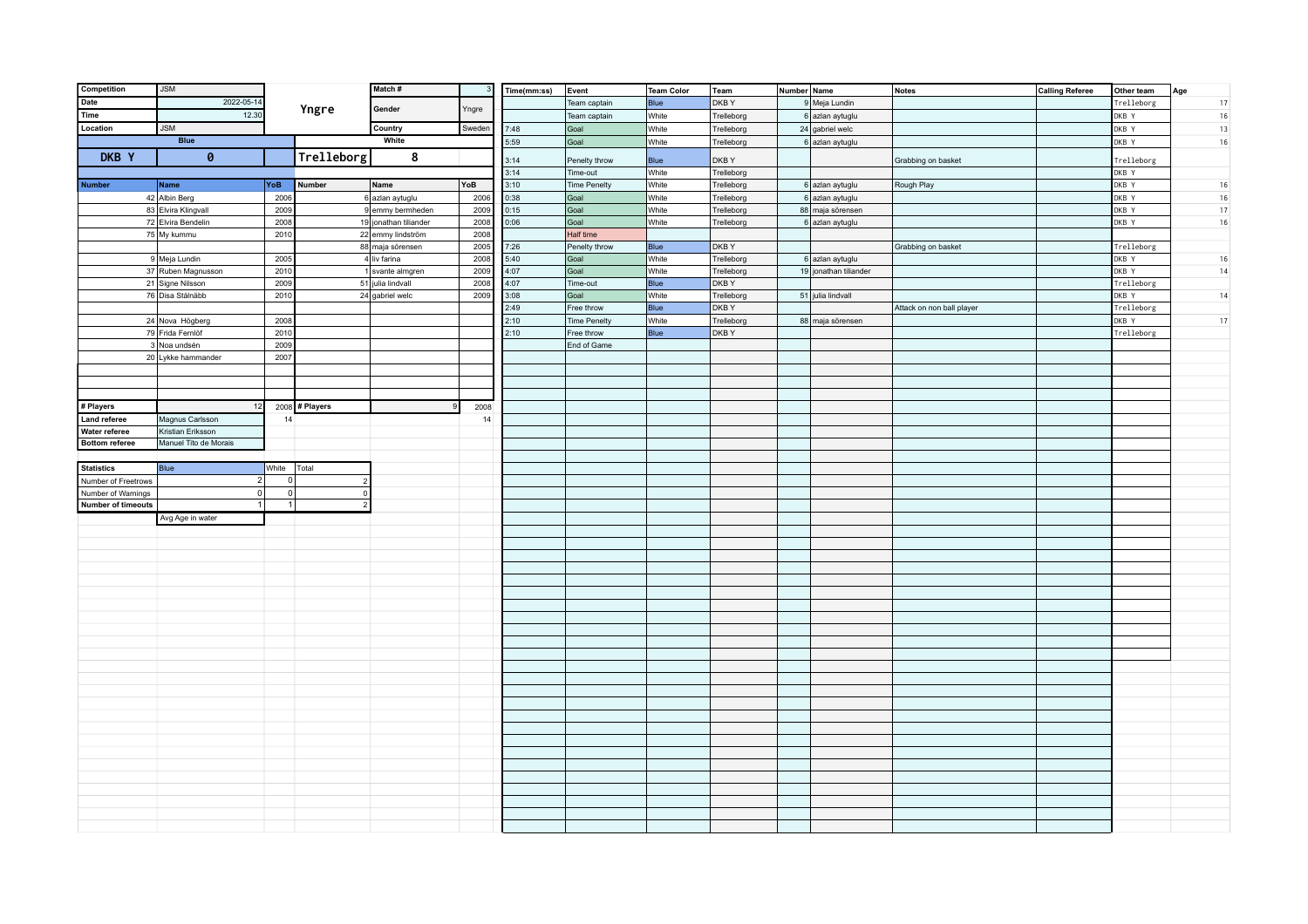| Competition | JSM | | Yngre | Match # | 3 |
|---|---|---|---|---|---|
| Date | 2022-05-14 | | | Gender | Yngre |
| Time | 12.30 | | | | |
| Location | JSM | | | Country | Sweden |
| | Blue | | | White | |
| DKB Y | 0 | | Trelleborg | 8 | |
| | | | | | |
| Number | Name | YoB | Number | Name | YoB |
| 42 | Albin Berg | 2006 | 6 | azlan aytuglu | 2006 |
| 83 | Elvira Klingvall | 2009 | 9 | emmy bermheden | 2009 |
| 72 | Elvira Bendelin | 2008 | 19 | jonathan tiliander | 2008 |
| 75 | My kummu | 2010 | 22 | emmy lindström | 2008 |
| | | | 88 | maja sörensen | 2005 |
| 9 | Meja Lundin | 2005 | 4 | liv farina | 2008 |
| 37 | Ruben Magnusson | 2010 | 1 | svante almgren | 2009 |
| 21 | Signe Nilsson | 2009 | 51 | julia lindvall | 2008 |
| 76 | Disa Stålnäbb | 2010 | 24 | gabriel welc | 2009 |
| | | | | | |
| 24 | Nova Högberg | 2008 | | | |
| 79 | Frida Fernlöf | 2010 | | | |
| 3 | Noa undsén | 2009 | | | |
| 20 | Lykke hammander | 2007 | | | |
| # Players | 12 | 2008 | # Players | 9 | 2008 |
| Land referee | Magnus Carlsson | 14 | | | 14 |
| Water referee | Kristian Eriksson | | | | |
| Bottom referee | Manuel Tito de Morais | | | | |

| Statistics | Blue | White | Total |
|---|---|---|---|
| Number of Freetrows | 2 | 0 | 2 |
| Number of Warnings | 0 | 0 | 0 |
| Number of timeouts | 1 | 1 | 2 |
| | Avg Age in water | | |

| Time(mm:ss) | Event | Team Color | Team | Number | Name | Notes | Calling Referee | Other team | Age |
|---|---|---|---|---|---|---|---|---|---|
| | Team captain | Blue | DKB Y | 9 | Meja Lundin | | | Trelleborg | 17 |
| | Team captain | White | Trelleborg | 6 | azlan aytuglu | | | DKB Y | 16 |
| 7:48 | Goal | White | Trelleborg | 24 | gabriel welc | | | DKB Y | 13 |
| 5:59 | Goal | White | Trelleborg | 6 | azlan aytuglu | | | DKB Y | 16 |
| 3:14 | Penelty throw | Blue | DKB Y | | | Grabbing on basket | | Trelleborg | |
| 3:14 | Time-out | White | Trelleborg | | | | | DKB Y | |
| 3:10 | Time Penelty | White | Trelleborg | 6 | azlan aytuglu | Rough Play | | DKB Y | 16 |
| 0:38 | Goal | White | Trelleborg | 6 | azlan aytuglu | | | DKB Y | 16 |
| 0:15 | Goal | White | Trelleborg | 88 | maja sörensen | | | DKB Y | 17 |
| 0:06 | Goal | White | Trelleborg | 6 | azlan aytuglu | | | DKB Y | 16 |
| | Half time | | | | | | | | |
| 7:26 | Penelty throw | Blue | DKB Y | | | Grabbing on basket | | Trelleborg | |
| 5:40 | Goal | White | Trelleborg | 6 | azlan aytuglu | | | DKB Y | 16 |
| 4:07 | Goal | White | Trelleborg | 19 | jonathan tiliander | | | DKB Y | 14 |
| 4:07 | Time-out | Blue | DKB Y | | | | | Trelleborg | |
| 3:08 | Goal | White | Trelleborg | 51 | julia lindvall | | | DKB Y | 14 |
| 2:49 | Free throw | Blue | DKB Y | | | Attack on non ball player | | Trelleborg | |
| 2:10 | Time Penelty | White | Trelleborg | 88 | maja sörensen | | | DKB Y | 17 |
| 2:10 | Free throw | Blue | DKB Y | | | | | Trelleborg | |
| | End of Game | | | | | | | | |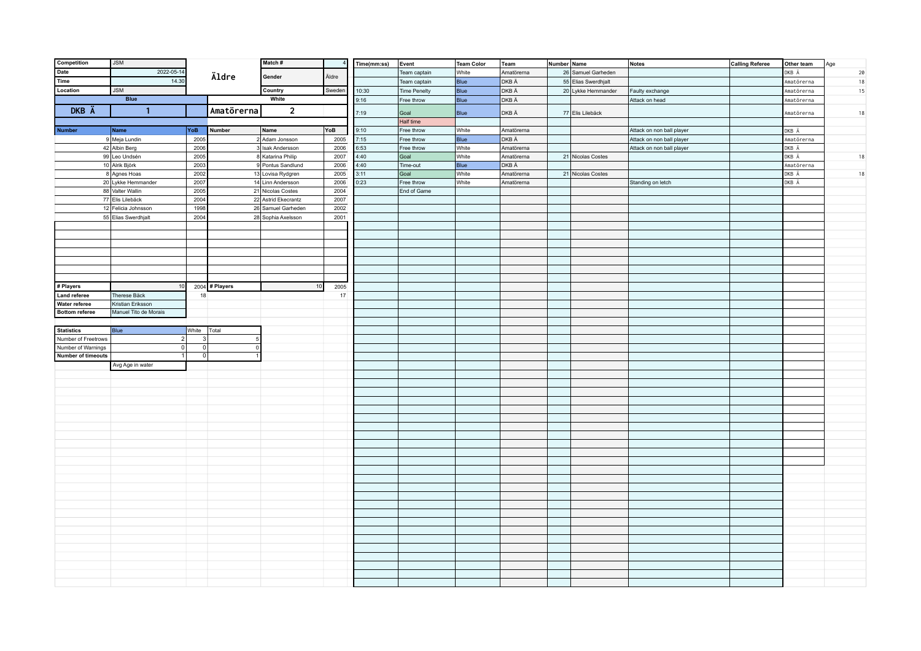| Competition | JSM | | Match # | 4 |
|---|---|---|---|---|
| Date | 2022-05-14 | Äldre | Gender | Äldre |
| Time | 14.30 | | | |
| Location | JSM | | Country | Sweden |

| Blue | | | White | | |
|---|---|---|---|---|---|
| DKB Ä | 1 | | Amatörerna | 2 | |
| Number | Name | YoB | Number | Name | YoB |
| 9 | Meja Lundin | 2005 | 2 | Adam Jonsson | 2005 |
| 42 | Albin Berg | 2006 | 3 | Isak Andersson | 2006 |
| 99 | Leo Undsén | 2005 | 8 | Katarina Philip | 2007 |
| 10 | Alrik Björk | 2003 | 9 | Pontus Sandlund | 2006 |
| 8 | Agnes Hoas | 2002 | 13 | Lovisa Rydgren | 2005 |
| 20 | Lykke Hemmander | 2007 | 14 | Linn Andersson | 2006 |
| 88 | Valter Wallin | 2005 | 21 | Nicolas Costes | 2004 |
| 77 | Elis Lilebäck | 2004 | 22 | Astrid Ekecrantz | 2007 |
| 12 | Felicia Johnsson | 1998 | 26 | Samuel Garheden | 2002 |
| 55 | Elias Swerdhjalt | 2004 | 28 | Sophia Axelsson | 2001 |
| # Players | 10 | 2004 | # Players | 10 | 2005 |
| Land referee | Therese Bäck | 18 | | | 17 |
| Water referee | Kristian Eriksson | | | | |
| Bottom referee | Manuel Tito de Morais | | | | |

| Statistics | Blue | White | Total |
|---|---|---|---|
| Number of Freetrows | 2 | 3 | 5 |
| Number of Warnings | 0 | 0 | 0 |
| Number of timeouts | 1 | 0 | 1 |
| | Avg Age in water | | |

| Time(mm:ss) | Event | Team Color | Team | Number | Name | Notes | Calling Referee | Other team | Age |
|---|---|---|---|---|---|---|---|---|---|
| | Team captain | White | Amatörerna | 26 | Samuel Garheden | | | DKB Ä | 20 |
| | Team captain | Blue | DKB Ä | 55 | Elias Swerdhjalt | | | Amatörerna | 18 |
| 10:30 | Time Penelty | Blue | DKB Ä | 20 | Lykke Hemmander | Faulty exchange | | Amatörerna | 15 |
| 9:16 | Free throw | Blue | DKB Ä | | | Attack on head | | Amatörerna | |
| 7:19 | Goal | Blue | DKB Ä | 77 | Elis Lilebäck | | | Amatörerna | 18 |
| | Half time | | | | | | | | |
| 9:10 | Free throw | White | Amatörerna | | | Attack on non ball player | | DKB Ä | |
| 7:15 | Free throw | Blue | DKB Ä | | | Attack on non ball player | | Amatörerna | |
| 6:53 | Free throw | White | Amatörerna | | | Attack on non ball player | | DKB Ä | |
| 4:40 | Goal | White | Amatörerna | 21 | Nicolas Costes | | | DKB Ä | 18 |
| 4:40 | Time-out | Blue | DKB Ä | | | | | Amatörerna | |
| 3:11 | Goal | White | Amatörerna | 21 | Nicolas Costes | | | DKB Ä | 18 |
| 0:23 | Free throw | White | Amatörerna | | | Standing on letch | | DKB Ä | |
| | End of Game | | | | | | | | |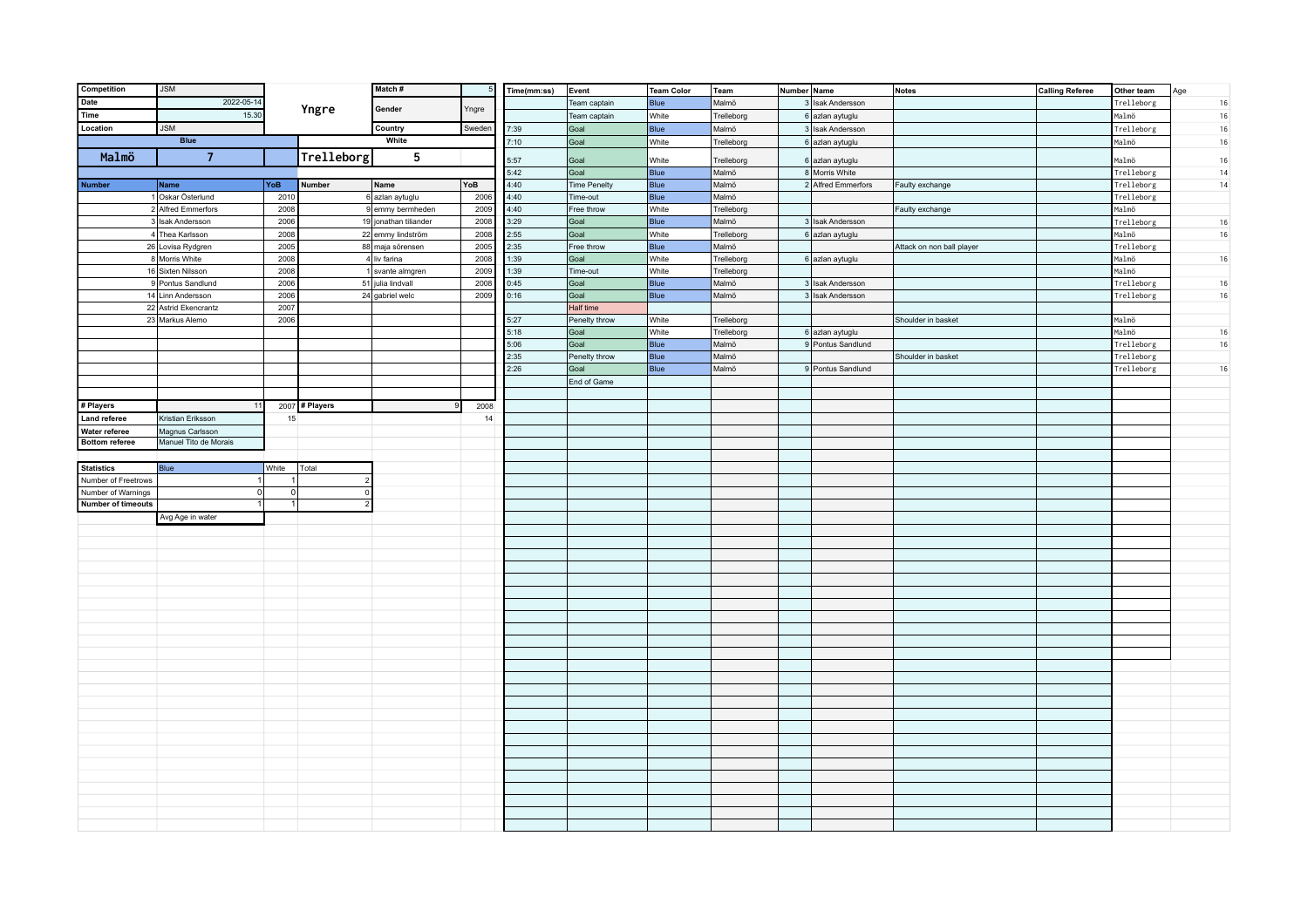| Competition | JSM | | | Match # | 5 |
|---|---|---|---|---|---|
| Date | 2022-05-14 | | Yngre | Gender | Yngre |
| Time | 15.30 | | | | |
| Location | JSM | | | Country | Sweden |
| Blue | | | White | | |
| Malmö | 7 | | Trelleborg | 5 | |

| Number | Name | YoB | Number | Name | YoB |
|---|---|---|---|---|---|
| 1 | Oskar Österlund | 2010 | 6 | azlan aytuglu | 2006 |
| 2 | Alfred Emmerfors | 2008 | 9 | emmy bermheden | 2009 |
| 3 | Isak Andersson | 2006 | 19 | jonathan tiliander | 2008 |
| 4 | Thea Karlsson | 2008 | 22 | emmy lindström | 2008 |
| 26 | Lovisa Rydgren | 2005 | 88 | maja sörensen | 2005 |
| 8 | Morris White | 2008 | 4 | liv farina | 2008 |
| 16 | Sixten Nilsson | 2008 | 1 | svante almgren | 2009 |
| 9 | Pontus Sandlund | 2006 | 51 | julia lindvall | 2008 |
| 14 | Linn Andersson | 2006 | 24 | gabriel welc | 2009 |
| 22 | Astrid Ekencrantz | 2007 | | | |
| 23 | Markus Alemo | 2006 | | | |
| # Players | 11 | 2007 | # Players | 9 | 2008 |
| Land referee | Kristian Eriksson | 15 | | | 14 |
| Water referee | Magnus Carlsson | | | | |
| Bottom referee | Manuel Tito de Morais | | | | |

| Statistics | Blue | White | Total |
|---|---|---|---|
| Number of Freetrows | 1 | 1 | 2 |
| Number of Warnings | 0 | 0 | 0 |
| Number of timeouts | 1 | 1 | 2 |
| | Avg Age in water | | |

| Time(mm:ss) | Event | Team Color | Team | Number | Name | Notes | Calling Referee | Other team | Age |
|---|---|---|---|---|---|---|---|---|---|
| | Team captain | Blue | Malmö | 3 | Isak Andersson | | | Trelleborg | 16 |
| | Team captain | White | Trelleborg | 6 | azlan aytuglu | | | Malmö | 16 |
| 7:39 | Goal | Blue | Malmö | 3 | Isak Andersson | | | Trelleborg | 16 |
| 7:10 | Goal | White | Trelleborg | 6 | azlan aytuglu | | | Malmö | 16 |
| 5:57 | Goal | White | Trelleborg | 6 | azlan aytuglu | | | Malmö | 16 |
| 5:42 | Goal | Blue | Malmö | 8 | Morris White | | | Trelleborg | 14 |
| 4:40 | Time Penelty | Blue | Malmö | 2 | Alfred Emmerfors | Faulty exchange | | Trelleborg | 14 |
| 4:40 | Time-out | Blue | Malmö | | | | | Trelleborg | |
| 4:40 | Free throw | White | Trelleborg | | | Faulty exchange | | Malmö | |
| 3:29 | Goal | Blue | Malmö | 3 | Isak Andersson | | | Trelleborg | 16 |
| 2:55 | Goal | White | Trelleborg | 6 | azlan aytuglu | | | Malmö | 16 |
| 2:35 | Free throw | Blue | Malmö | | | Attack on non ball player | | Trelleborg | |
| 1:39 | Goal | White | Trelleborg | 6 | azlan aytuglu | | | Malmö | 16 |
| 1:39 | Time-out | White | Trelleborg | | | | | Malmö | |
| 0:45 | Goal | Blue | Malmö | 3 | Isak Andersson | | | Trelleborg | 16 |
| 0:16 | Goal | Blue | Malmö | 3 | Isak Andersson | | | Trelleborg | 16 |
| | Half time | | | | | | | | |
| 5:27 | Penelty throw | White | Trelleborg | | | Shoulder in basket | | Malmö | |
| 5:18 | Goal | White | Trelleborg | 6 | azlan aytuglu | | | Malmö | 16 |
| 5:06 | Goal | Blue | Malmö | 9 | Pontus Sandlund | | | Trelleborg | 16 |
| 2:35 | Penelty throw | Blue | Malmö | | | Shoulder in basket | | Trelleborg | |
| 2:26 | Goal | Blue | Malmö | 9 | Pontus Sandlund | | | Trelleborg | 16 |
| | End of Game | | | | | | | | |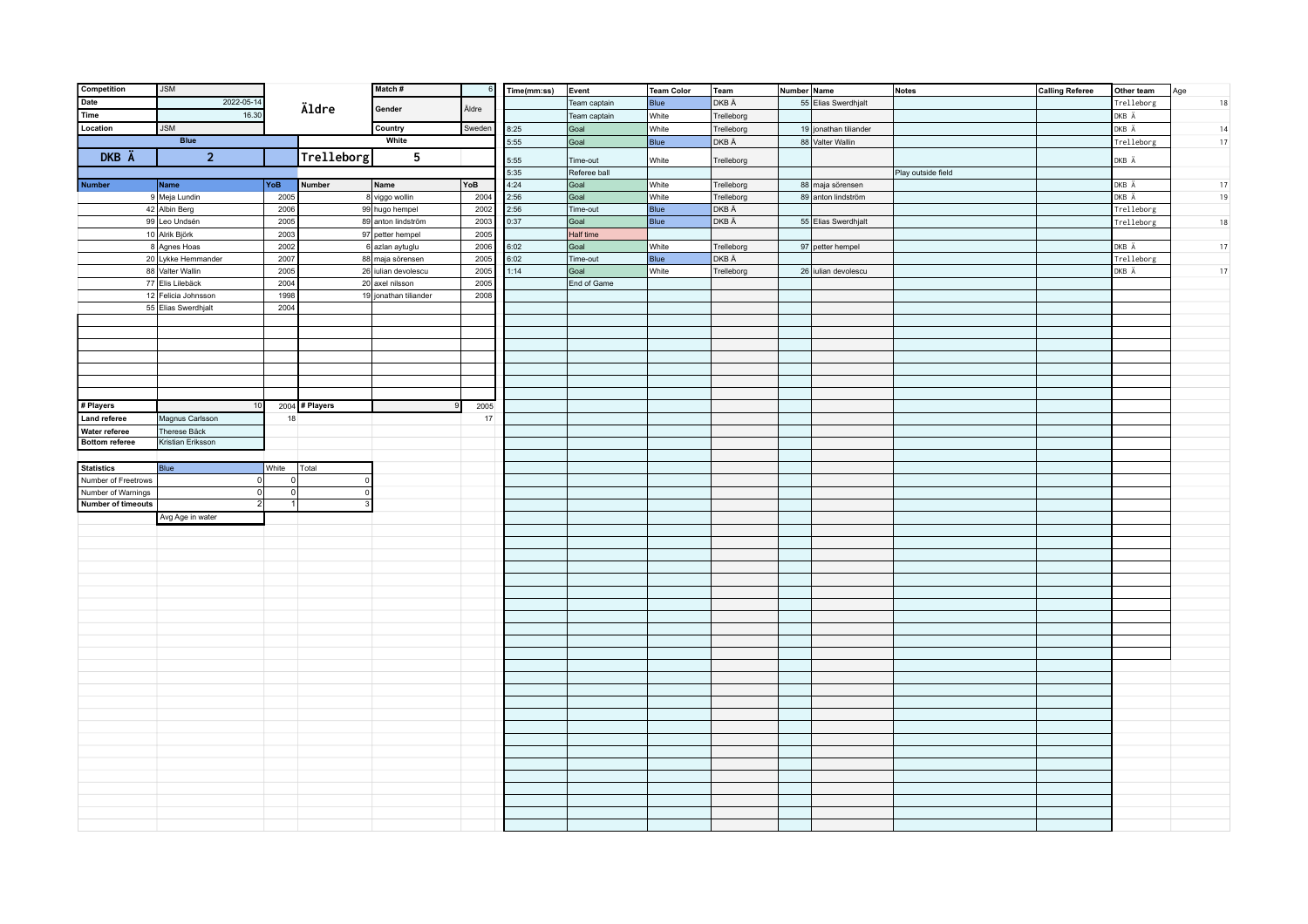| Competition | JSM | | | Match # | 6 |
|---|---|---|---|---|---|
| Date | 2022-05-14 | Äldre | | Gender | Äldre |
| Time | 16.30 | | | | |
| Location | JSM | | | Country | Sweden |
| | Blue | | White | | |
| DKB Ä | 2 | | Trelleborg | 5 | |

| Number | Name | YoB | Number | Name | YoB |
|---|---|---|---|---|---|
| 9 | Meja Lundin | 2005 | 8 | viggo wollin | 2004 |
| 42 | Albin Berg | 2006 | 99 | hugo hempel | 2002 |
| 99 | Leo Undsén | 2005 | 89 | anton lindström | 2003 |
| 10 | Alrik Björk | 2003 | 97 | petter hempel | 2005 |
| 8 | Agnes Hoas | 2002 | 6 | azlan aytuglu | 2006 |
| 20 | Lykke Hemmander | 2007 | 88 | maja sörensen | 2005 |
| 88 | Valter Wallin | 2005 | 26 | iulian devolescu | 2005 |
| 77 | Elis Lilebäck | 2004 | 20 | axel nilsson | 2005 |
| 12 | Felicia Johnsson | 1998 | 19 | jonathan tiliander | 2008 |
| 55 | Elias Swerdhjalt | 2004 | | | |
| # Players | 10 | 2004 | # Players | 9 | 2005 |
| | | 18 | | | 17 |

| | |
|---|---|
| Land referee | Magnus Carlsson |
| Water referee | Therese Bäck |
| Bottom referee | Kristian Eriksson |

| Statistics | Blue | White | Total |
|---|---|---|---|
| Number of Freetrows | 0 | 0 | 0 |
| Number of Warnings | 0 | 0 | 0 |
| Number of timeouts | 2 | 1 | 3 |
| | Avg Age in water | | |

| Time(mm:ss) | Event | Team Color | Team | Number | Name | Notes | Calling Referee | Other team | Age |
|---|---|---|---|---|---|---|---|---|---|
| | Team captain | Blue | DKB Ä | 55 | Elias Swerdhjalt | | | Trelleborg | 18 |
| | Team captain | White | Trelleborg | | | | | DKB Ä | |
| 8:25 | Goal | White | Trelleborg | 19 | jonathan tiliander | | | DKB Ä | 14 |
| 5:55 | Goal | Blue | DKB Ä | 88 | Valter Wallin | | | Trelleborg | 17 |
| 5:55 | Time-out | White | Trelleborg | | | | | DKB Ä | |
| 5:35 | Referee ball | | | | | Play outside field | | | |
| 4:24 | Goal | White | Trelleborg | 88 | maja sörensen | | | DKB Ä | 17 |
| 2:56 | Goal | White | Trelleborg | 89 | anton lindström | | | DKB Ä | 19 |
| 2:56 | Time-out | Blue | DKB Ä | | | | | Trelleborg | |
| 0:37 | Goal | Blue | DKB Ä | 55 | Elias Swerdhjalt | | | Trelleborg | 18 |
| | Half time | | | | | | | | |
| 6:02 | Goal | White | Trelleborg | 97 | petter hempel | | | DKB Ä | 17 |
| 6:02 | Time-out | Blue | DKB Ä | | | | | Trelleborg | |
| 1:14 | Goal | White | Trelleborg | 26 | iulian devolescu | | | DKB Ä | 17 |
| | End of Game | | | | | | | | |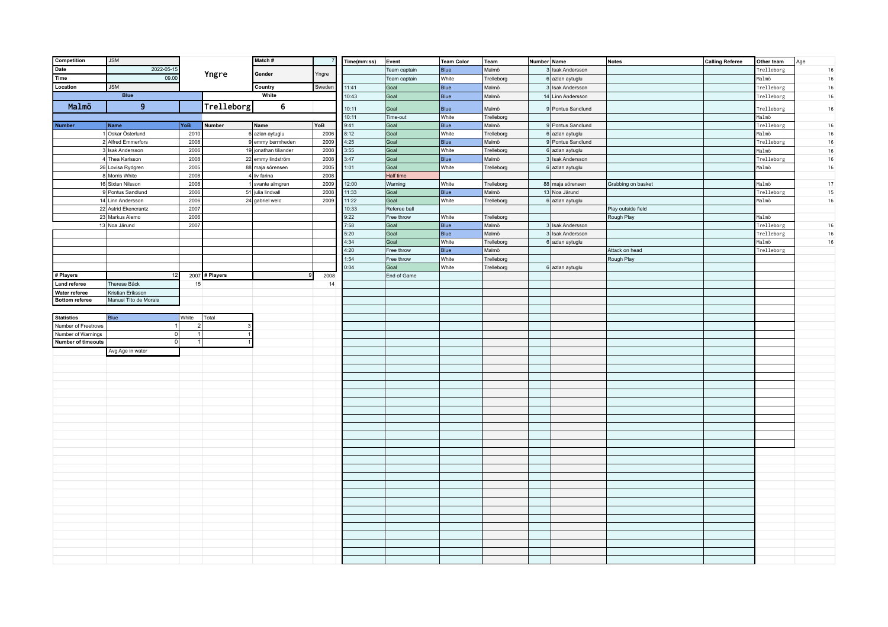| Competition | JSM | | Yngre | Match # | 7 |
|---|---|---|---|---|---|
| Date | 2022-05-15 | | | Gender | Yngre |
| Time | 09.00 | | | | |
| Location | JSM | | | Country | Sweden |
| Blue | | | White | | |
| Malmö | 9 | | Trelleborg | 6 | |

| Number | Name | YoB | Number | Name | YoB |
|---|---|---|---|---|---|
| 1 | Oskar Österlund | 2010 | 6 | azlan aytuglu | 2006 |
| 2 | Alfred Emmerfors | 2008 | 9 | emmy bermheden | 2009 |
| 3 | Isak Andersson | 2006 | 19 | jonathan tiliander | 2008 |
| 4 | Thea Karlsson | 2008 | 22 | emmy lindström | 2008 |
| 26 | Lovisa Rydgren | 2005 | 88 | maja sörensen | 2005 |
| 8 | Morris White | 2008 | 4 | liv farina | 2008 |
| 16 | Sixten Nilsson | 2008 | 1 | svante almgren | 2009 |
| 9 | Pontus Sandlund | 2006 | 51 | julia lindvall | 2008 |
| 14 | Linn Andersson | 2006 | 24 | gabriel welc | 2009 |
| 22 | Astrid Ekencrantz | 2007 | | | |
| 23 | Markus Alemo | 2006 | | | |
| 13 | Noa Järund | 2007 | | | |
| # Players | 12 | 2007 | # Players | 9 | 2008 |
| Land referee | Therese Bäck | 15 | | | 14 |
| Water referee | Kristian Eriksson | | | | |
| Bottom referee | Manuel TIto de Morais | | | | |

| Statistics | Blue | White | Total |
|---|---|---|---|
| Number of Freetrows | 1 | 2 | 3 |
| Number of Warnings | 0 | 1 | 1 |
| Number of timeouts | 0 | 1 | 1 |
| | Avg Age in water | | |

| Time(mm:ss) | Event | Team Color | Team | Number | Name | Notes | Calling Referee | Other team | Age |
|---|---|---|---|---|---|---|---|---|---|
| | Team captain | Blue | Malmö | 3 | Isak Andersson | | | Trelleborg | 16 |
| | Team captain | White | Trelleborg | 6 | azlan aytuglu | | | Malmö | 16 |
| 11:41 | Goal | Blue | Malmö | 3 | Isak Andersson | | | Trelleborg | 16 |
| 10:43 | Goal | Blue | Malmö | 14 | Linn Andersson | | | Trelleborg | 16 |
| 10:11 | Goal | Blue | Malmö | 9 | Pontus Sandlund | | | Trelleborg | 16 |
| 10:11 | Time-out | White | Trelleborg | | | | | Malmö | |
| 9:41 | Goal | Blue | Malmö | 9 | Pontus Sandlund | | | Trelleborg | 16 |
| 8:12 | Goal | White | Trelleborg | 6 | azlan aytuglu | | | Malmö | 16 |
| 4:25 | Goal | Blue | Malmö | 9 | Pontus Sandlund | | | Trelleborg | 16 |
| 3:55 | Goal | White | Trelleborg | 6 | azlan aytuglu | | | Malmö | 16 |
| 3:47 | Goal | Blue | Malmö | 3 | Isak Andersson | | | Trelleborg | 16 |
| 1:01 | Goal | White | Trelleborg | 6 | azlan aytuglu | | | Malmö | 16 |
| | Half time | | | | | | | | |
| 12:00 | Warning | White | Trelleborg | 88 | maja sörensen | Grabbing on basket | | Malmö | 17 |
| 11:33 | Goal | Blue | Malmö | 13 | Noa Järund | | | Trelleborg | 15 |
| 11:22 | Goal | White | Trelleborg | 6 | azlan aytuglu | | | Malmö | 16 |
| 10:33 | Referee ball | | | | | Play outside field | | | |
| 9:22 | Free throw | White | Trelleborg | | | Rough Play | | Malmö | |
| 7:58 | Goal | Blue | Malmö | 3 | Isak Andersson | | | Trelleborg | 16 |
| 5:20 | Goal | Blue | Malmö | 3 | Isak Andersson | | | Trelleborg | 16 |
| 4:34 | Goal | White | Trelleborg | 6 | azlan aytuglu | | | Malmö | 16 |
| 4:20 | Free throw | Blue | Malmö | | | Attack on head | | Trelleborg | |
| 1:54 | Free throw | White | Trelleborg | | | Rough Play | | | |
| 0:04 | Goal | White | Trelleborg | 6 | azlan aytuglu | | | | |
| | End of Game | | | | | | | | |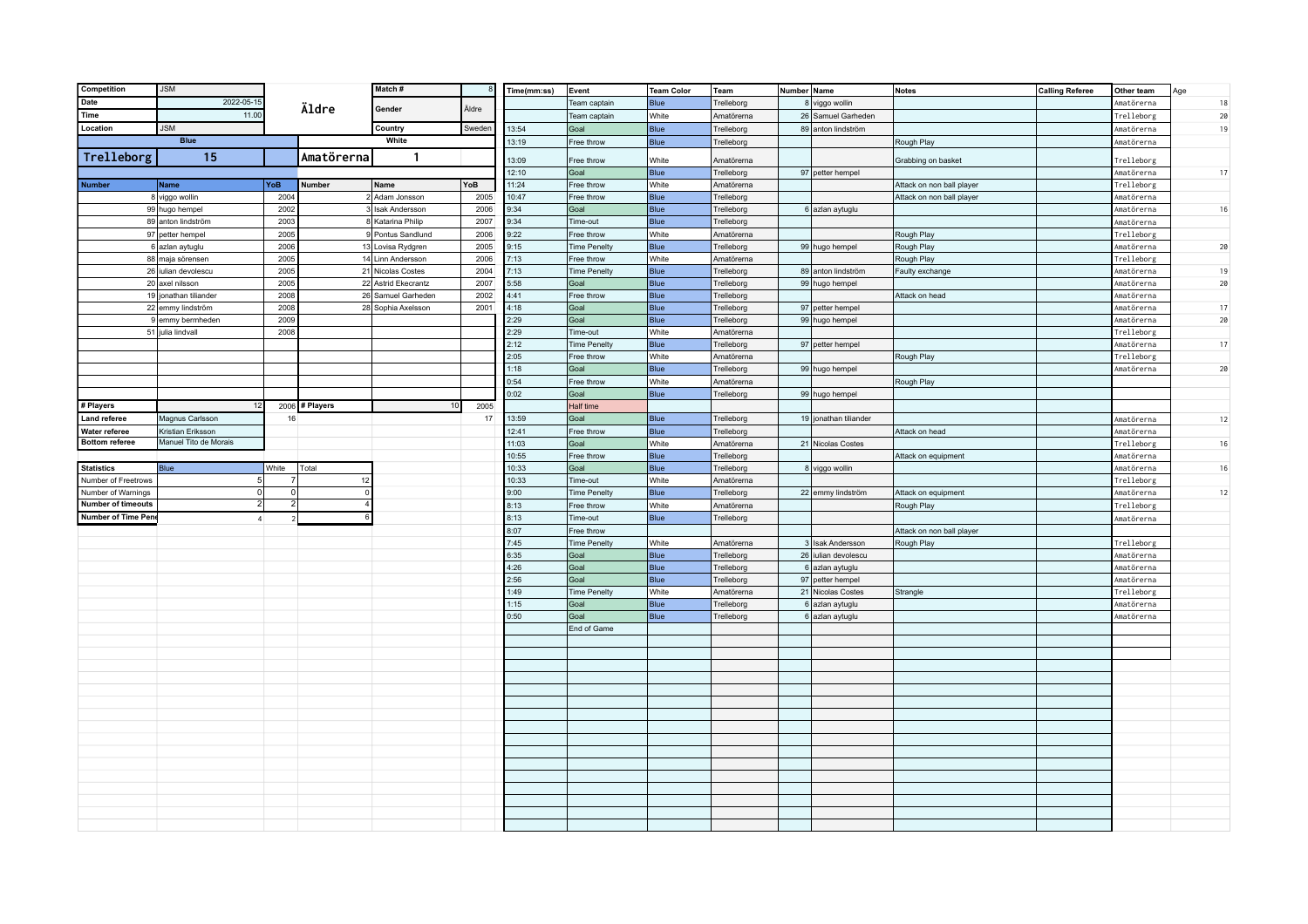| Competition | JSM | | Match # | 8 |
|---|---|---|---|---|
| Date | 2022-05-15 | Äldre | Gender | Äldre |
| Time | 11.00 | | | |
| Location | JSM | | Country | Sweden |

| Blue | | White | |
|---|---|---|---|
| Trelleborg | 15 | Amatörerna | 1 |

| Number | Name | YoB | Number | Name | YoB |
|---|---|---|---|---|---|
| 8 | viggo wollin | 2004 | 2 | Adam Jonsson | 2005 |
| 99 | hugo hempel | 2002 | 3 | Isak Andersson | 2006 |
| 89 | anton lindström | 2003 | 8 | Katarina Philip | 2007 |
| 97 | petter hempel | 2005 | 9 | Pontus Sandlund | 2006 |
| 6 | azlan aytuglu | 2006 | 13 | Lovisa Rydgren | 2005 |
| 88 | maja sörensen | 2005 | 14 | Linn Andersson | 2006 |
| 26 | iulian devolescu | 2005 | 21 | Nicolas Costes | 2004 |
| 20 | axel nilsson | 2005 | 22 | Astrid Ekecrantz | 2007 |
| 19 | jonathan tiliander | 2008 | 26 | Samuel Garheden | 2002 |
| 22 | emmy lindström | 2008 | 28 | Sophia Axelsson | 2001 |
| 9 | emmy bermheden | 2009 | | | |
| 51 | julia lindvall | 2008 | | | |
| # Players | 12 | 2006 | # Players | 10 | 2005 |
| | | 16 | | | 17 |

| | |
|---|---|
| Land referee | Magnus Carlsson |
| Water referee | Kristian Eriksson |
| Bottom referee | Manuel Tito de Morais |

| Statistics | Blue | White | Total |
|---|---|---|---|
| Number of Freetrows | 5 | 7 | 12 |
| Number of Warnings | 0 | 0 | 0 |
| Number of timeouts | 2 | 2 | 4 |
| Number of Time Pen | 4 | 2 | 6 |

| Time(mm:ss) | Event | Team Color | Team | Number | Name | Notes | Calling Referee | Other team | Age |
|---|---|---|---|---|---|---|---|---|---|
| | Team captain | Blue | Trelleborg | 8 | viggo wollin | | | Amatörerna | 18 |
| | Team captain | White | Amatörerna | 26 | Samuel Garheden | | | Trelleborg | 20 |
| 13:54 | Goal | Blue | Trelleborg | 89 | anton lindström | | | Amatörerna | 19 |
| 13:19 | Free throw | Blue | Trelleborg | | | Rough Play | | Amatörerna | |
| 13:09 | Free throw | White | Amatörerna | | | Grabbing on basket | | Trelleborg | |
| 12:10 | Goal | Blue | Trelleborg | 97 | petter hempel | | | Amatörerna | 17 |
| 11:24 | Free throw | White | Amatörerna | | | Attack on non ball player | | Trelleborg | |
| 10:47 | Free throw | Blue | Trelleborg | | | Attack on non ball player | | Amatörerna | |
| 9:34 | Goal | Blue | Trelleborg | 6 | azlan aytuglu | | | Amatörerna | 16 |
| 9:34 | Time-out | Blue | Trelleborg | | | | | Amatörerna | |
| 9:22 | Free throw | White | Amatörerna | | | Rough Play | | Trelleborg | |
| 9:15 | Time Penelty | Blue | Trelleborg | 99 | hugo hempel | Rough Play | | Amatörerna | 20 |
| 7:13 | Free throw | White | Amatörerna | | | Rough Play | | Trelleborg | |
| 7:13 | Time Penelty | Blue | Trelleborg | 89 | anton lindström | Faulty exchange | | Amatörerna | 19 |
| 5:58 | Goal | Blue | Trelleborg | 99 | hugo hempel | | | Amatörerna | 20 |
| 4:41 | Free throw | Blue | Trelleborg | | | Attack on head | | Amatörerna | |
| 4:18 | Goal | Blue | Trelleborg | 97 | petter hempel | | | Amatörerna | 17 |
| 2:29 | Goal | Blue | Trelleborg | 99 | hugo hempel | | | Amatörerna | 20 |
| 2:29 | Time-out | White | Amatörerna | | | | | Trelleborg | |
| 2:12 | Time Penelty | Blue | Trelleborg | 97 | petter hempel | | | Amatörerna | 17 |
| 2:05 | Free throw | White | Amatörerna | | | Rough Play | | Trelleborg | |
| 1:18 | Goal | Blue | Trelleborg | 99 | hugo hempel | | | Amatörerna | 20 |
| 0:54 | Free throw | White | Amatörerna | | | Rough Play | | | |
| 0:02 | Goal | Blue | Trelleborg | 99 | hugo hempel | | | | |
| | Half time | | | | | | | | |
| 13:59 | Goal | Blue | Trelleborg | 19 | jonathan tiliander | | | Amatörerna | 12 |
| 12:41 | Free throw | Blue | Trelleborg | | | Attack on head | | Amatörerna | |
| 11:03 | Goal | White | Amatörerna | 21 | Nicolas Costes | | | Trelleborg | 16 |
| 10:55 | Free throw | Blue | Trelleborg | | | Attack on equipment | | Amatörerna | |
| 10:33 | Goal | Blue | Trelleborg | 8 | viggo wollin | | | Amatörerna | 16 |
| 10:33 | Time-out | White | Amatörerna | | | | | Trelleborg | |
| 9:00 | Time Penelty | Blue | Trelleborg | 22 | emmy lindström | Attack on equipment | | Amatörerna | 12 |
| 8:13 | Free throw | White | Amatörerna | | | Rough Play | | Trelleborg | |
| 8:13 | Time-out | Blue | Trelleborg | | | | | Amatörerna | |
| 8:07 | Free throw | | | | | Attack on non ball player | | | |
| 7:45 | Time Penelty | White | Amatörerna | 3 | Isak Andersson | Rough Play | | Trelleborg | |
| 6:35 | Goal | Blue | Trelleborg | 26 | iulian devolescu | | | Amatörerna | |
| 4:26 | Goal | Blue | Trelleborg | 6 | azlan aytuglu | | | Amatörerna | |
| 2:56 | Goal | Blue | Trelleborg | 97 | petter hempel | | | Amatörerna | |
| 1:49 | Time Penelty | White | Amatörerna | 21 | Nicolas Costes | Strangle | | Trelleborg | |
| 1:15 | Goal | Blue | Trelleborg | 6 | azlan aytuglu | | | Amatörerna | |
| 0:50 | Goal | Blue | Trelleborg | 6 | azlan aytuglu | | | Amatörerna | |
| | End of Game | | | | | | | | |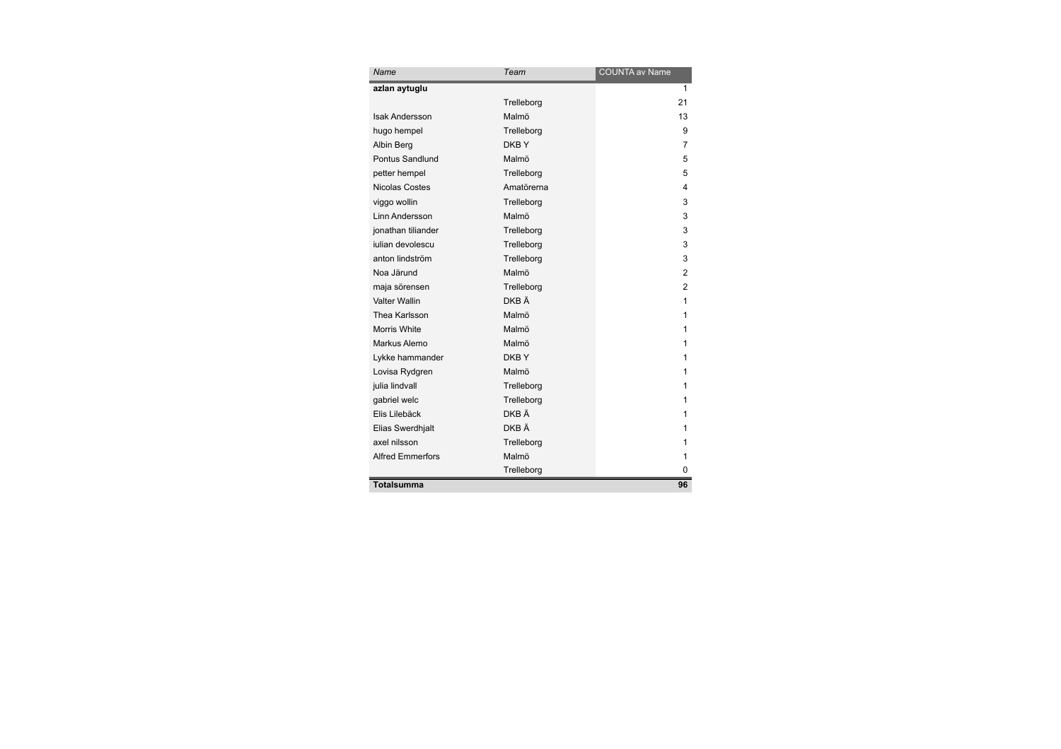| *Name* | *Team* | COUNTA av Name |
|---|---|---|
| **azlan aytuglu** | | 1 |
| | Trelleborg | 21 |
| Isak Andersson | Malmö | 13 |
| hugo hempel | Trelleborg | 9 |
| Albin Berg | DKB Y | 7 |
| Pontus Sandlund | Malmö | 5 |
| petter hempel | Trelleborg | 5 |
| Nicolas Costes | Amatörerna | 4 |
| viggo wollin | Trelleborg | 3 |
| Linn Andersson | Malmö | 3 |
| jonathan tiliander | Trelleborg | 3 |
| iulian devolescu | Trelleborg | 3 |
| anton lindström | Trelleborg | 3 |
| Noa Järund | Malmö | 2 |
| maja sörensen | Trelleborg | 2 |
| Valter Wallin | DKB Ä | 1 |
| Thea Karlsson | Malmö | 1 |
| Morris White | Malmö | 1 |
| Markus Alemo | Malmö | 1 |
| Lykke hammander | DKB Y | 1 |
| Lovisa Rydgren | Malmö | 1 |
| julia lindvall | Trelleborg | 1 |
| gabriel welc | Trelleborg | 1 |
| Elis Lilebäck | DKB Ä | 1 |
| Elias Swerdhjalt | DKB Ä | 1 |
| axel nilsson | Trelleborg | 1 |
| Alfred Emmerfors | Malmö | 1 |
| | Trelleborg | 0 |
| **Totalsumma** | | **96** |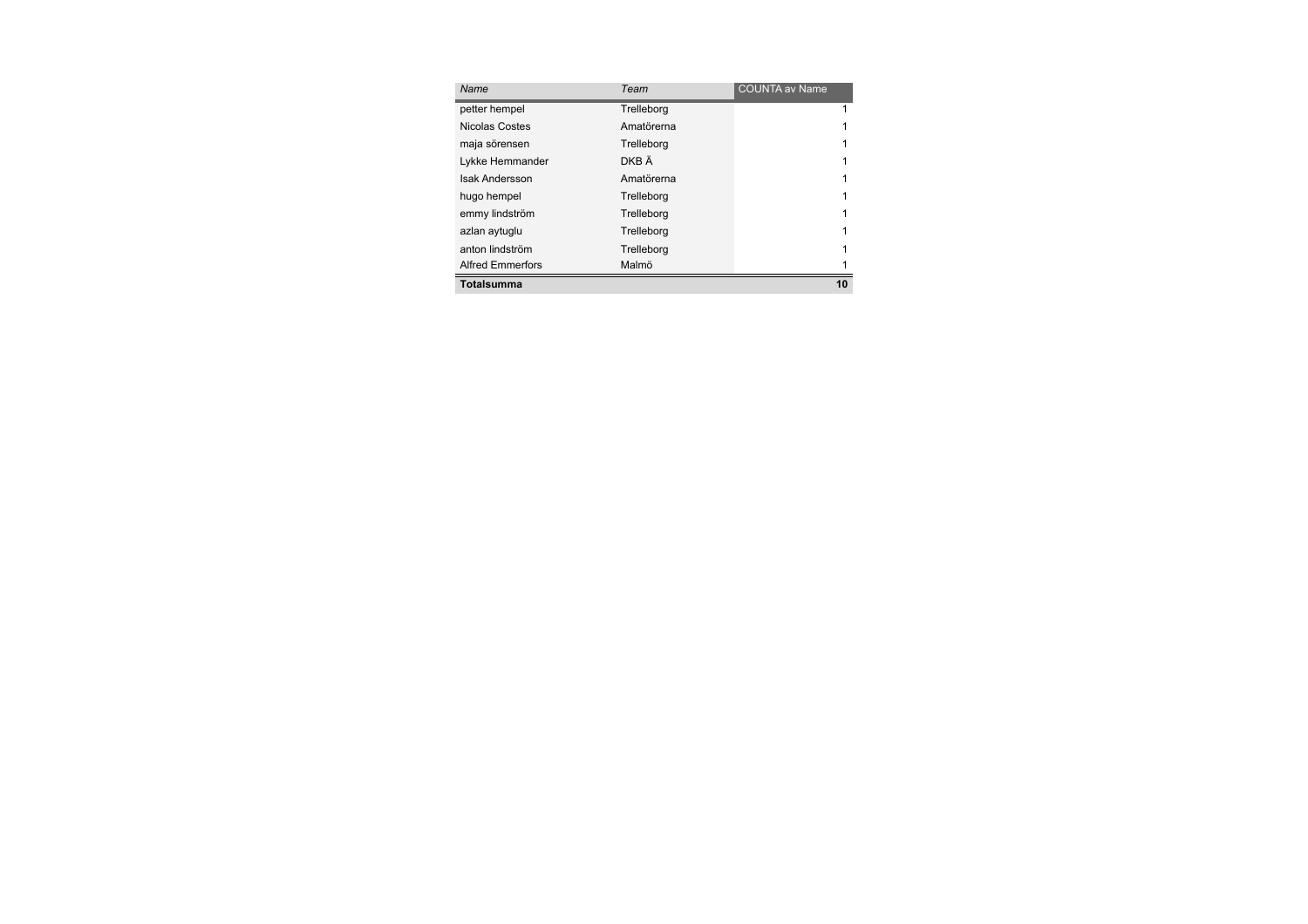| Name | Team | COUNTA av Name |
| --- | --- | --- |
| petter hempel | Trelleborg | 1 |
| Nicolas Costes | Amatörerna | 1 |
| maja sörensen | Trelleborg | 1 |
| Lykke Hemmander | DKB Ä | 1 |
| Isak Andersson | Amatörerna | 1 |
| hugo hempel | Trelleborg | 1 |
| emmy lindström | Trelleborg | 1 |
| azlan aytuglu | Trelleborg | 1 |
| anton lindström | Trelleborg | 1 |
| Alfred Emmerfors | Malmö | 1 |
| **Totalsumma** | | **10** |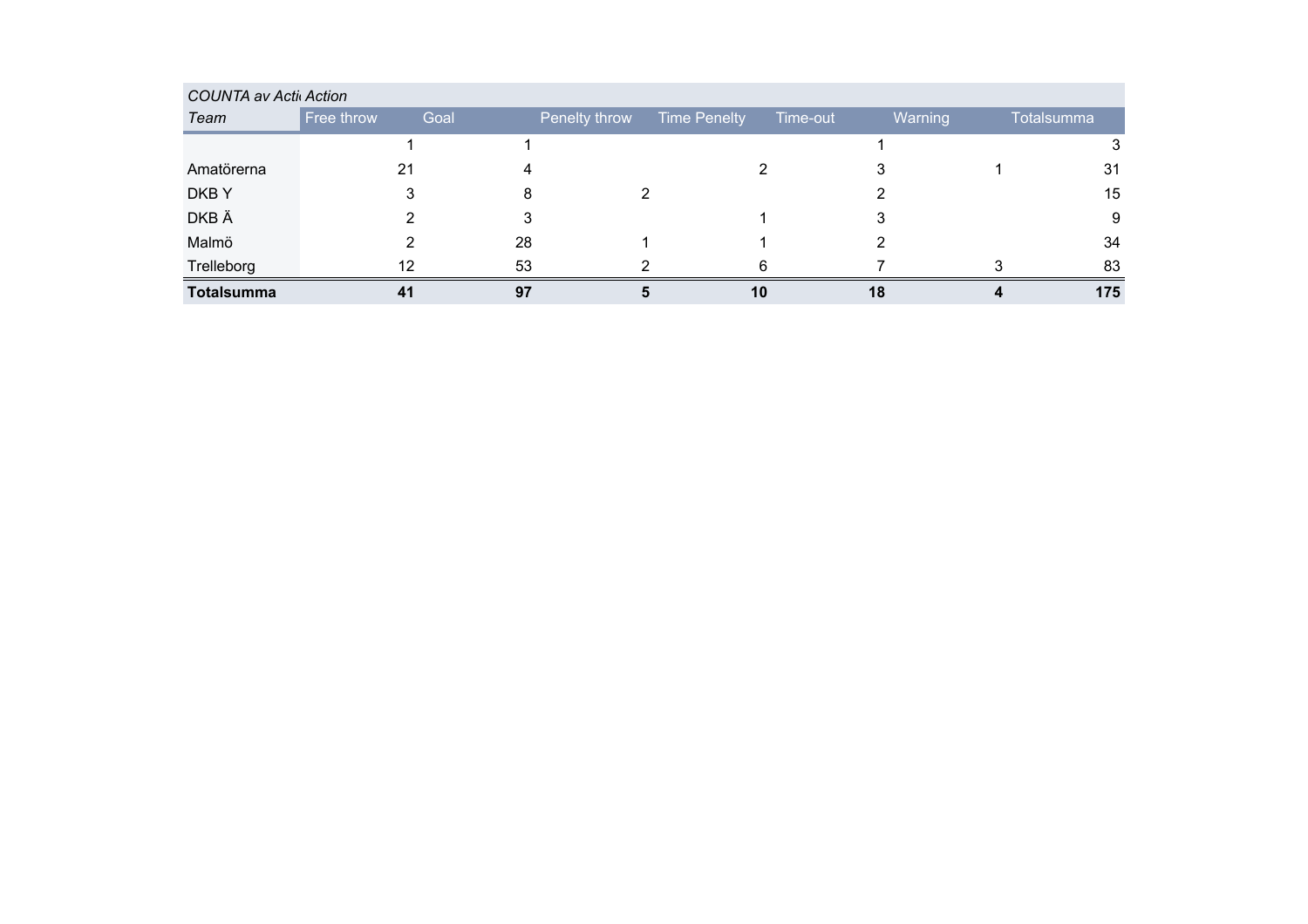| COUNTA av Acti | Action | | | | | | |
|---|---|---|---|---|---|---|---|
| *Team* | Free throw | Goal | Penelty throw | Time Penelty | Time-out | Warning | Totalsumma |
| | 1 | 1 | | | 1 | | 3 |
| Amatörerna | 21 | 4 | | 2 | 3 | 1 | 31 |
| DKB Y | 3 | 8 | 2 | | 2 | | 15 |
| DKB Ä | 2 | 3 | | 1 | 3 | | 9 |
| Malmö | 2 | 28 | 1 | 1 | 2 | | 34 |
| Trelleborg | 12 | 53 | 2 | 6 | 7 | 3 | 83 |
| **Totalsumma** | **41** | **97** | **5** | **10** | **18** | **4** | **175** |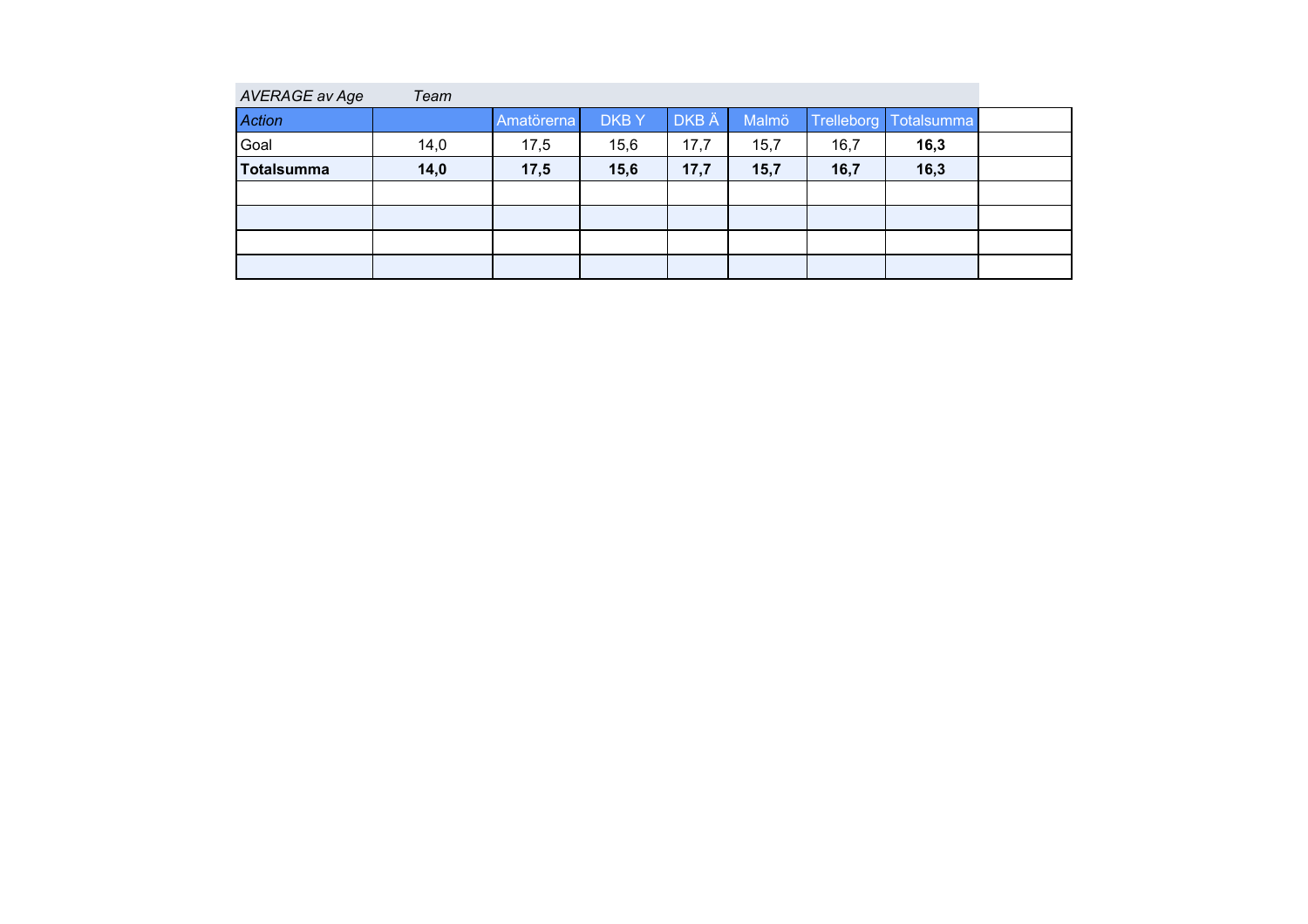| AVERAGE av Age | Team | | | | | | |
|---|---|---|---|---|---|---|---|
| *Action* | | Amatörerna | DKB Y | DKB Ä | Malmö | Trelleborg | Totalsumma |
| Goal | 14,0 | 17,5 | 15,6 | 17,7 | 15,7 | 16,7 | **16,3** |
| **Totalsumma** | **14,0** | **17,5** | **15,6** | **17,7** | **15,7** | **16,7** | **16,3** |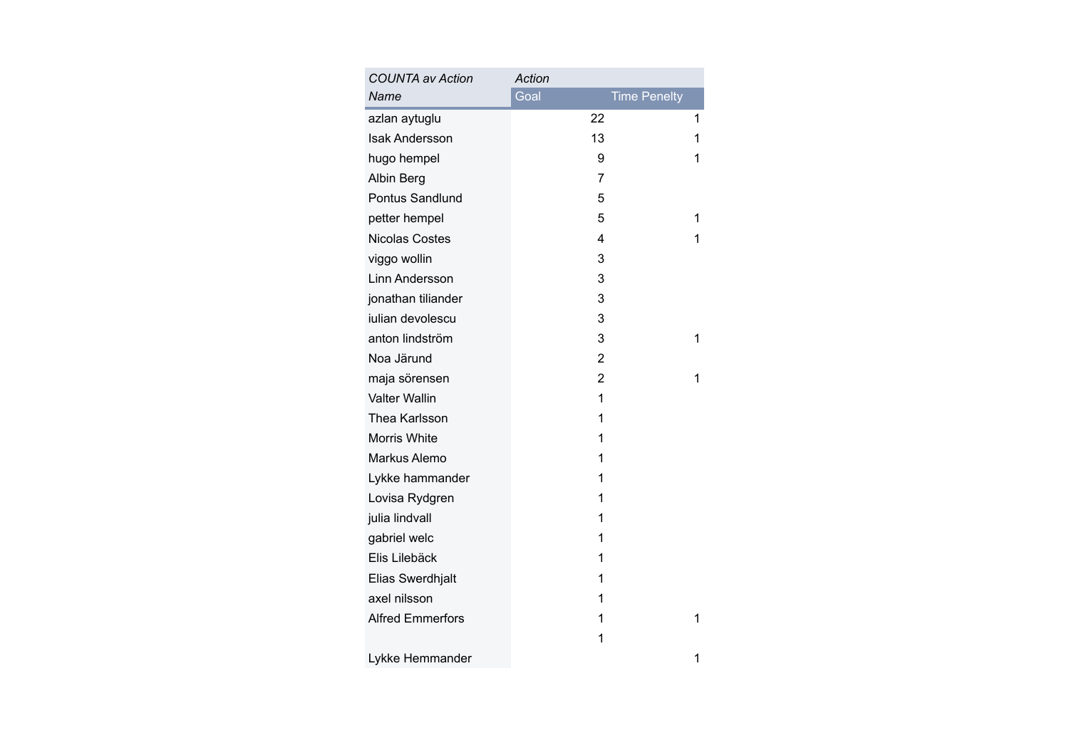| *COUNTA av Action* | *Action* | |
|---|---|---|
| *Name* | Goal | Time Penelty |
| azlan aytuglu | 22 | 1 |
| Isak Andersson | 13 | 1 |
| hugo hempel | 9 | 1 |
| Albin Berg | 7 | |
| Pontus Sandlund | 5 | |
| petter hempel | 5 | 1 |
| Nicolas Costes | 4 | 1 |
| viggo wollin | 3 | |
| Linn Andersson | 3 | |
| jonathan tiliander | 3 | |
| iulian devolescu | 3 | |
| anton lindström | 3 | 1 |
| Noa Järund | 2 | |
| maja sörensen | 2 | 1 |
| Valter Wallin | 1 | |
| Thea Karlsson | 1 | |
| Morris White | 1 | |
| Markus Alemo | 1 | |
| Lykke hammander | 1 | |
| Lovisa Rydgren | 1 | |
| julia lindvall | 1 | |
| gabriel welc | 1 | |
| Elis Lilebäck | 1 | |
| Elias Swerdhjalt | 1 | |
| axel nilsson | 1 | |
| Alfred Emmerfors | 1 | 1 |
| | 1 | |
| Lykke Hemmander | | 1 |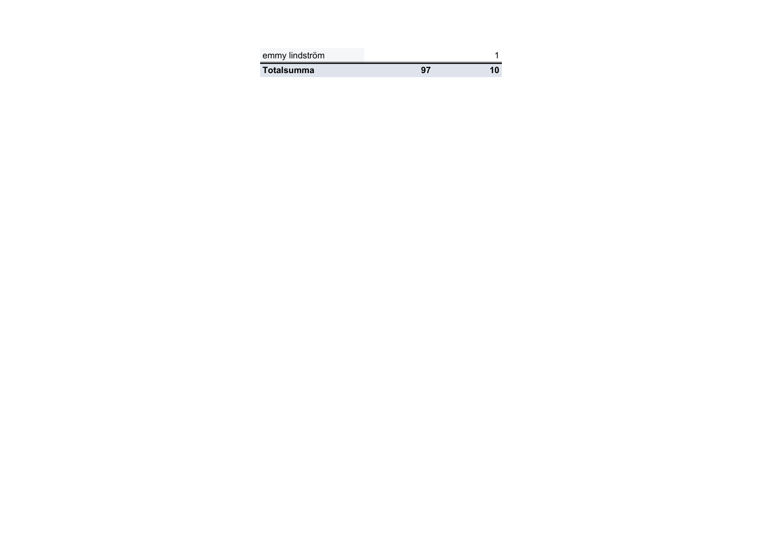| | | |
|---|---|---|
| emmy lindström | | 1 |
| **Totalsumma** | **97** | **10** |